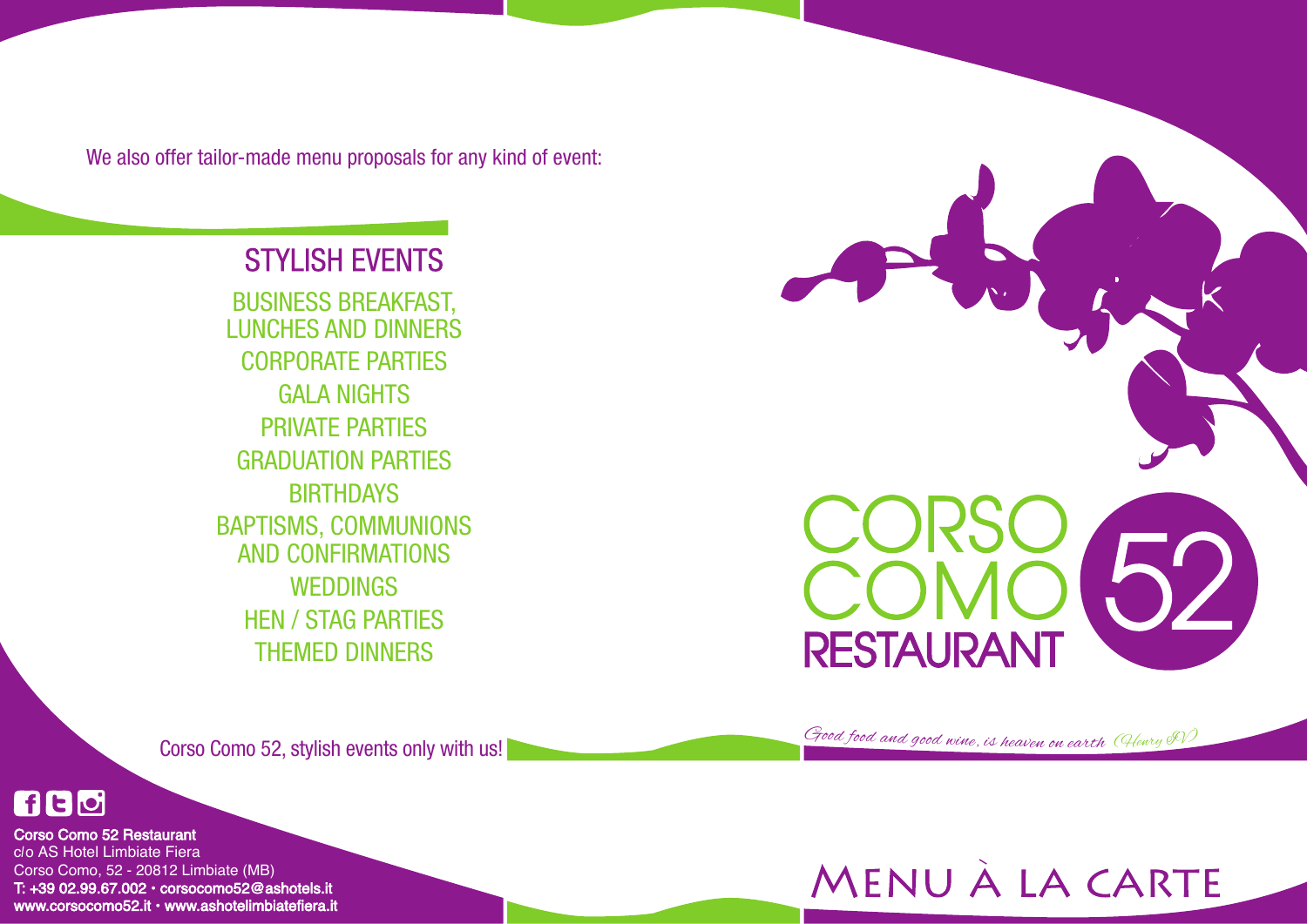We also offer tailor-made menu proposals for any kind of event:

## STYLISH EVENTS

BUSINESS BREAKFAST, LUNCHES AND DINNERS

CORPORATE PARTIES

GALA NIGHTS

PRIVATE PARTIES

GRADUATION PARTIES

BIRTHDAYS

BAPTISMS, COMMUNIONS AND CONFIRMATIONS

WEDDINGS

HEN / STAG PARTIES

THEMED DINNERS

Corso Como 52, stylish events only with us!

**Corso Como 52 Restaurant**
c/o AS Hotel Limbiate Fiera
Corso Como, 52 - 20812 Limbiate (MB)
**T: +39 02.99.67.002 • corsocomo52@ashotels.it**
**www.corsocomo52.it • www.ashotelimbiatefiera.it**

# CORSO COMO 52 RESTAURANT

*Good food and good wine, is heaven on earth (Henry IV)*

# MENU À LA CARTE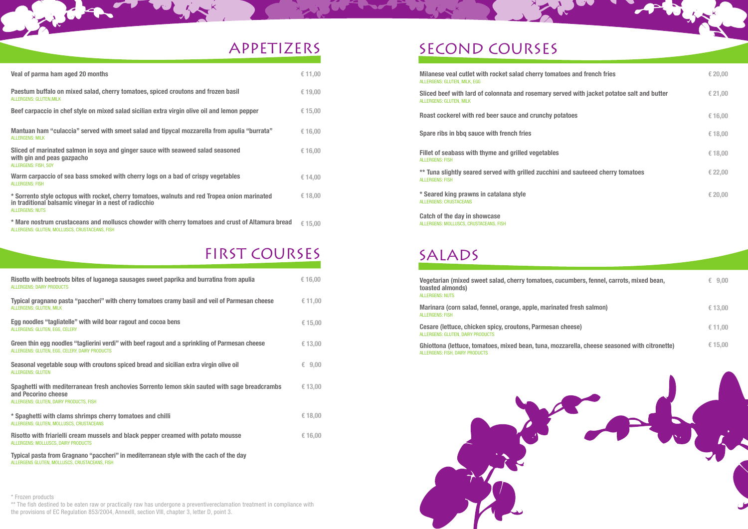# APPETIZERS

| | |
|---|---|
| **Veal of parma ham aged 20 months** | € 11,00 |
| **Paestum buffalo on mixed salad, cherry tomatoes, spiced croutons and frozen basil**<br>ALLERGENS: GLUTEN,MILK | € 19,00 |
| **Beef carpaccio in chef style on mixed salad sicilian extra virgin olive oil and lemon pepper** | € 15,00 |
| **Mantuan ham "culaccia" served with smeet salad and tipycal mozzarella from apulia "burrata"**<br>ALLERGENS: MILK | € 16,00 |
| **Sliced of marinated salmon in soya and ginger sauce with seaweed salad seasoned with gin and peas gazpacho**<br>ALLERGENS: FISH, SOY | € 16,00 |
| **Warm carpaccio of sea bass smoked with cherry logs on a bad of crispy vegetables**<br>ALLERGENS: FISH | € 14,00 |
| **\* Sorrento style octopus with rocket, cherry tomatoes, walnuts and red Tropea onion marinated in traditional balsamic vinegar in a nest of radicchio**<br>ALLERGENS: NUTS | € 18,00 |
| **\* Mare nostrum crustaceans and molluscs chowder with cherry tomatoes and crust of Altamura bread**<br>ALLERGENS: GLUTEN, MOLLUSCS, CRUSTACEANS, FISH | € 15,00 |

# FIRST COURSES

| | |
|---|---|
| **Risotto with beetroots bites of luganega sausages sweet paprika and burratina from apulia**<br>ALLERGENS: DAIRY PRODUCTS | € 16,00 |
| **Typical gragnano pasta "paccheri" with cherry tomatoes cramy basil and veil of Parmesan cheese**<br>ALLERGENS: GLUTEN, MILK | € 11,00 |
| **Egg noodles "tagliatelle" with wild boar ragout and cocoa bens**<br>ALLERGENS: GLUTEN, EGG, CELERY | € 15,00 |
| **Green thin egg noodles "taglierini verdi" with beef ragout and a sprinkling of Parmesan cheese**<br>ALLERGENS: GLUTEN, EGG, CELERY, DAIRY PRODUCTS | € 13,00 |
| **Seasonal vegetable soup with croutons spiced bread and sicilian extra virgin olive oil**<br>ALLERGENS: GLUTEN | € 9,00 |
| **Spaghetti with mediterranean fresh anchovies Sorrento lemon skin sauted with sage breadcrambs and Pecorino cheese**<br>ALLERGENS: GLUTEN, DAIRY PRODUCTS, FISH | € 13,00 |
| **\* Spaghetti with clams shrimps cherry tomatoes and chilli**<br>ALLERGENS: GLUTEN, MOLLUSCS, CRUSTACEANS | € 18,00 |
| **Risotto with friarielli cream mussels and black pepper creamed with potato mousse**<br>ALLERGENS: MOLLUSCS, DAIRY PRODUCTS | € 16,00 |
| **Typical pasta from Gragnano "paccheri" in mediterranean style with the cach of the day**<br>ALLERGENS GLUTEN, MOLLUSCS, CRUSTACEANS, FISH | |

\* Frozen products

\*\* The fish destined to be eaten raw or practically raw has undergone a preventivereclamation treatment in compliance with the provisions of EC Regulation 853/2004, AnnexIII, section VIII, chapter 3, letter D, point 3.

# SECOND COURSES

| | |
|---|---|
| **Milanese veal cutlet with rocket salad cherry tomatoes and french fries**<br>ALLERGENS: GLUTEN, MILK, EGG | € 20,00 |
| **Sliced beef with lard of colonnata and rosemary served with jacket potatoe salt and butter**<br>ALLERGENS: GLUTEN, MILK | € 21,00 |
| **Roast cockerel with red beer sauce and crunchy potatoes** | € 16,00 |
| **Spare ribs in bbq sauce with french fries** | € 18,00 |
| **Fillet of seabass with thyme and grilled vegetables**<br>ALLERGENS: FISH | € 18,00 |
| **\*\* Tuna slightly seared served with grilled zucchini and sauteeed cherry tomatoes**<br>ALLERGENS: FISH | € 22,00 |
| **\* Seared king prawns in catalana style**<br>ALLERGENS: CRUSTACEANS | € 20,00 |
| **Catch of the day in showcase**<br>ALLERGENS: MOLLUSCS, CRUSTACEANS, FISH | |

# SALADS

| | |
|---|---|
| **Vegetarian (mixed sweet salad, cherry tomatoes, cucumbers, fennel, carrots, mixed bean, toasted almonds)**<br>ALLERGENS: NUTS | € 9,00 |
| **Marinara (corn salad, fennel, orange, apple, marinated fresh salmon)**<br>ALLERGENS: FISH | € 13,00 |
| **Cesare (lettuce, chicken spicy, croutons, Parmesan cheese)**<br>ALLERGENS: GLUTEN, DAIRY PRODUCTS | € 11,00 |
| **Ghiottona (lettuce, tomatoes, mixed bean, tuna, mozzarella, cheese seasoned with citronette)**<br>ALLERGENS: FISH, DAIRY PRODUCTS | € 15,00 |